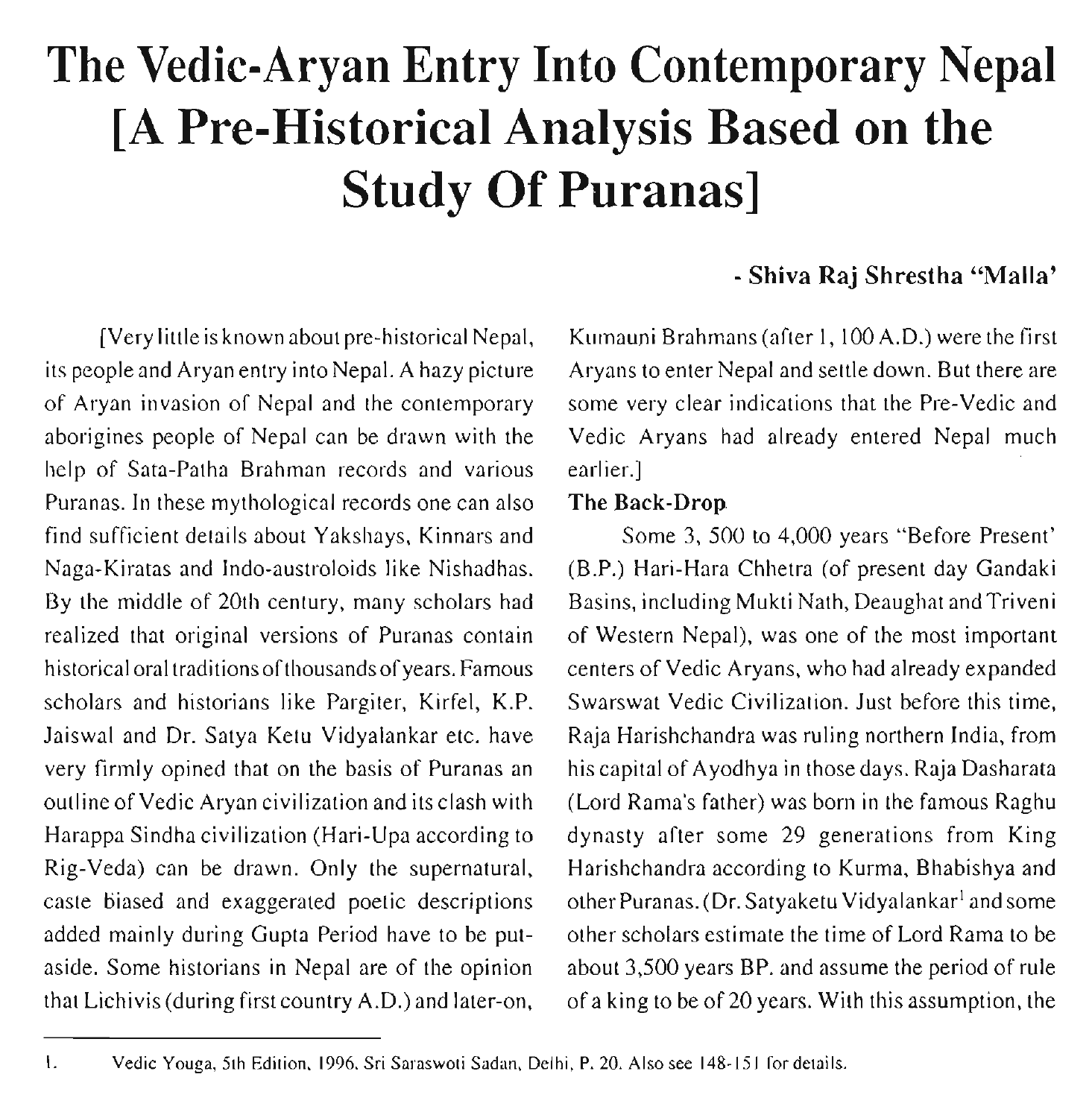# The Vedic-Aryan Entry Into Contemporary Nepal [A Pre-Historical Analysis Based on the Study Of Puranas]

**- Shiva Raj Shrestha "Malla'**

[Very little is known about pre-historical Nepal, its people and Aryan entry into Nepal. A hazy picture of Aryan invasion of Nepal and the contemporary aborigines people of Nepal can be drawn with the help of Sata-Patha Brahman records and various Puranas. In these mythological records one can also find sufficient details about Yakshays, Kinnars and Naga-Kiratas and Indo-austroloids like Nishadhas. By the middle of 20th century, many scholars had realized that original versions of Puranas contain historical oral traditions of thousands of years. Famous scholars and historians like Pargiter, Kirfel, K.P. Jaiswal and Dr. Satya Ketu Vidyalankar etc. have very firmly opined that on the basis of Puranas an outline of Vedic Aryan civilization and its clash with Harappa Sindha civilization (Hari-Upa according to Rig-Veda) can be drawn. Only the supernatural, caste biased and exaggerated poetic descriptions added mainly during Gupta Period have to be put-aside. Some historians in Nepal are of the opinion that Lichivis (during first country A.D.) and later-on, Kumauni Brahmans (after 1, 100 A.D.) were the first Aryans to enter Nepal and settle down. But there are some very clear indications that the Pre-Vedic and Vedic Aryans had already entered Nepal much earlier.]

**The Back-Drop**

Some 3, 500 to 4,000 years "Before Present' (B.P.) Hari-Hara Chhetra (of present day Gandaki Basins, including Mukti Nath, Deaughat and Triveni of Western Nepal), was one of the most important centers of Vedic Aryans, who had already expanded Swarswat Vedic Civilization. Just before this time, Raja Harishchandra was ruling northern India, from his capital of Ayodhya in those days. Raja Dasharata (Lord Rama's father) was born in the famous Raghu dynasty after some 29 generations from King Harishchandra according to Kurma, Bhabishya and other Puranas. (Dr. Satyaketu Vidyalankar[1] and some other scholars estimate the time of Lord Rama to be about 3,500 years BP. and assume the period of rule of a king to be of 20 years. With this assumption, the

---

1. Vedic Youga, 5th Edition, 1996, Sri Saraswoti Sadan, Delhi, P. 20. Also see 148-151 for details.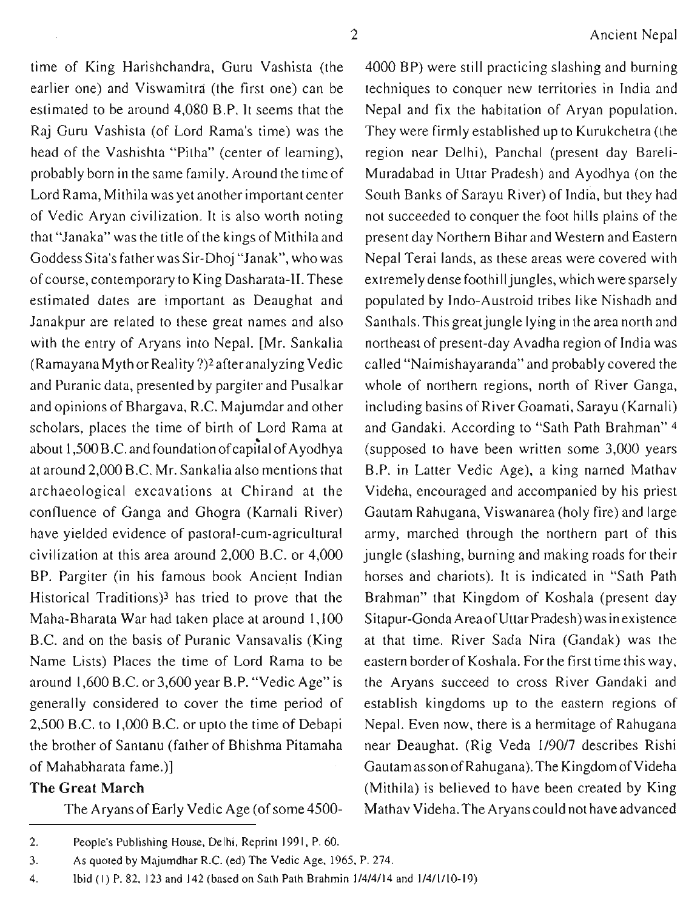time of King Harishchandra, Guru Vashista (the earlier one) and Viswamitra (the first one) can be estimated to be around 4,080 B.P. It seems that the Raj Guru Vashista (of Lord Rama's time) was the head of the Vashishta "Pitha" (center of learning), probably born in the same family. Around the time of Lord Rama, Mithila was yet another important center of Vedic Aryan civilization. It is also worth noting that "Janaka" was the title of the kings of Mithila and Goddess Sita's father was Sir-Dhoj "Janak", who was of course, contemporary to King Dasharata-II. These estimated dates are important as Deaughat and Janakpur are related to these great names and also with the entry of Aryans into Nepal. [Mr. Sankalia (Ramayana Myth or Reality ?)[2] after analyzing Vedic and Puranic data, presented by pargiter and Pusalkar and opinions of Bhargava, R.C. Majumdar and other scholars, places the time of birth of Lord Rama at about 1,500 B.C. and foundation of capital of Ayodhya at around 2,000 B.C. Mr. Sankalia also mentions that archaeological excavations at Chirand at the confluence of Ganga and Ghogra (Karnali River) have yielded evidence of pastoral-cum-agricultural civilization at this area around 2,000 B.C. or 4,000 BP. Pargiter (in his famous book Ancient Indian Historical Traditions)[3] has tried to prove that the Maha-Bharata War had taken place at around 1,100 B.C. and on the basis of Puranic Vansavalis (King Name Lists) Places the time of Lord Rama to be around 1,600 B.C. or 3,600 year B.P. "Vedic Age" is generally considered to cover the time period of 2,500 B.C. to 1,000 B.C. or upto the time of Debapi the brother of Santanu (father of Bhishma Pitamaha of Mahabharata fame.)]

**The Great March**

The Aryans of Early Vedic Age (of some 4500-4000 BP) were still practicing slashing and burning techniques to conquer new territories in India and Nepal and fix the habitation of Aryan population. They were firmly established up to Kurukchetra (the region near Delhi), Panchal (present day Bareli-Muradabad in Uttar Pradesh) and Ayodhya (on the South Banks of Sarayu River) of India, but they had not succeeded to conquer the foot hills plains of the present day Northern Bihar and Western and Eastern Nepal Terai lands, as these areas were covered with extremely dense foothill jungles, which were sparsely populated by Indo-Austroid tribes like Nishadh and Santhals. This great jungle lying in the area north and northeast of present-day Avadha region of India was called "Naimishayaranda" and probably covered the whole of northern regions, north of River Ganga, including basins of River Goamati, Sarayu (Karnali) and Gandaki. According to "Sath Path Brahman" [4] (supposed to have been written some 3,000 years B.P. in Latter Vedic Age), a king named Mathav Videha, encouraged and accompanied by his priest Gautam Rahugana, Viswanarea (holy fire) and large army, marched through the northern part of this jungle (slashing, burning and making roads for their horses and chariots). It is indicated in "Sath Path Brahman" that Kingdom of Koshala (present day Sitapur-Gonda Area of Uttar Pradesh) was in existence at that time. River Sada Nira (Gandak) was the eastern border of Koshala. For the first time this way, the Aryans succeed to cross River Gandaki and establish kingdoms up to the eastern regions of Nepal. Even now, there is a hermitage of Rahugana near Deaughat. (Rig Veda 1/90/7 describes Rishi Gautam as son of Rahugana). The Kingdom of Videha (Mithila) is believed to have been created by King Mathav Videha. The Aryans could not have advanced

---

2. People's Publishing House, Delhi, Reprint 1991, P. 60.
3. As quoted by Majumdhar R.C. (ed) The Vedic Age, 1965, P. 274.
4. Ibid (1) P. 82, 123 and 142 (based on Sath Path Brahmin 1/4/4/14 and 1/4/1/10-19)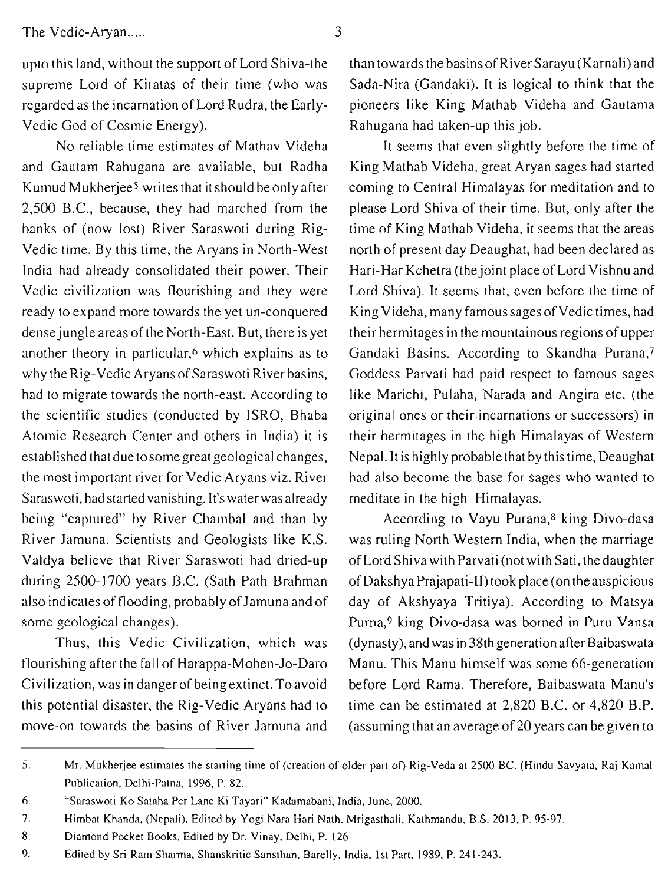upto this land, without the support of Lord Shiva-the supreme Lord of Kiratas of their time (who was regarded as the incarnation of Lord Rudra, the Early-Vedic God of Cosmic Energy).

No reliable time estimates of Mathav Videha and Gautam Rahugana are available, but Radha Kumud Mukherjee[5] writes that it should be only after 2,500 B.C., because, they had marched from the banks of (now lost) River Saraswoti during Rig-Vedic time. By this time, the Aryans in North-West India had already consolidated their power. Their Vedic civilization was flourishing and they were ready to expand more towards the yet un-conquered dense jungle areas of the North-East. But, there is yet another theory in particular,[6] which explains as to why the Rig-Vedic Aryans of Saraswoti River basins, had to migrate towards the north-east. According to the scientific studies (conducted by ISRO, Bhaba Atomic Research Center and others in India) it is established that due to some great geological changes, the most important river for Vedic Aryans viz. River Saraswoti, had started vanishing. It's water was already being "captured" by River Chambal and than by River Jamuna. Scientists and Geologists like K.S. Valdya believe that River Saraswoti had dried-up during 2500-1700 years B.C. (Sath Path Brahman also indicates of flooding, probably of Jamuna and of some geological changes).

Thus, this Vedic Civilization, which was flourishing after the fall of Harappa-Mohen-Jo-Daro Civilization, was in danger of being extinct. To avoid this potential disaster, the Rig-Vedic Aryans had to move-on towards the basins of River Jamuna and than towards the basins of River Sarayu (Karnali) and Sada-Nira (Gandaki). It is logical to think that the pioneers like King Mathab Videha and Gautama Rahugana had taken-up this job.

It seems that even slightly before the time of King Mathab Videha, great Aryan sages had started coming to Central Himalayas for meditation and to please Lord Shiva of their time. But, only after the time of King Mathab Videha, it seems that the areas north of present day Deaughat, had been declared as Hari-Har Kchetra (the joint place of Lord Vishnu and Lord Shiva). It seems that, even before the time of King Videha, many famous sages of Vedic times, had their hermitages in the mountainous regions of upper Gandaki Basins. According to Skandha Purana,[7] Goddess Parvati had paid respect to famous sages like Marichi, Pulaha, Narada and Angira etc. (the original ones or their incarnations or successors) in their hermitages in the high Himalayas of Western Nepal. It is highly probable that by this time, Deaughat had also become the base for sages who wanted to meditate in the high Himalayas.

According to Vayu Purana,[8] king Divo-dasa was ruling North Western India, when the marriage of Lord Shiva with Parvati (not with Sati, the daughter of Dakshya Prajapati-II) took place (on the auspicious day of Akshyaya Tritiya). According to Matsya Purna,[9] king Divo-dasa was borned in Puru Vansa (dynasty), and was in 38th generation after Baibaswata Manu. This Manu himself was some 66-generation before Lord Rama. Therefore, Baibaswata Manu's time can be estimated at 2,820 B.C. or 4,820 B.P. (assuming that an average of 20 years can be given to

---

5. Mr. Mukherjee estimates the starting time of (creation of older part of) Rig-Veda at 2500 BC. (Hindu Savyata, Raj Kamal Publication, Delhi-Patna, 1996, P. 82.
6. "Saraswoti Ko Sataha Per Lane Ki Tayari" Kadamabani, India, June, 2000.
7. Himbat Khanda, (Nepali). Edited by Yogi Nara Hari Nath, Mrigasthali, Kathmandu, B.S. 2013, P. 95-97.
8. Diamond Pocket Books, Edited by Dr. Vinay, Delhi, P. 126
9. Edited by Sri Ram Sharma, Shanskritic Sansthan, Barelly, India, 1st Part, 1989, P. 241-243.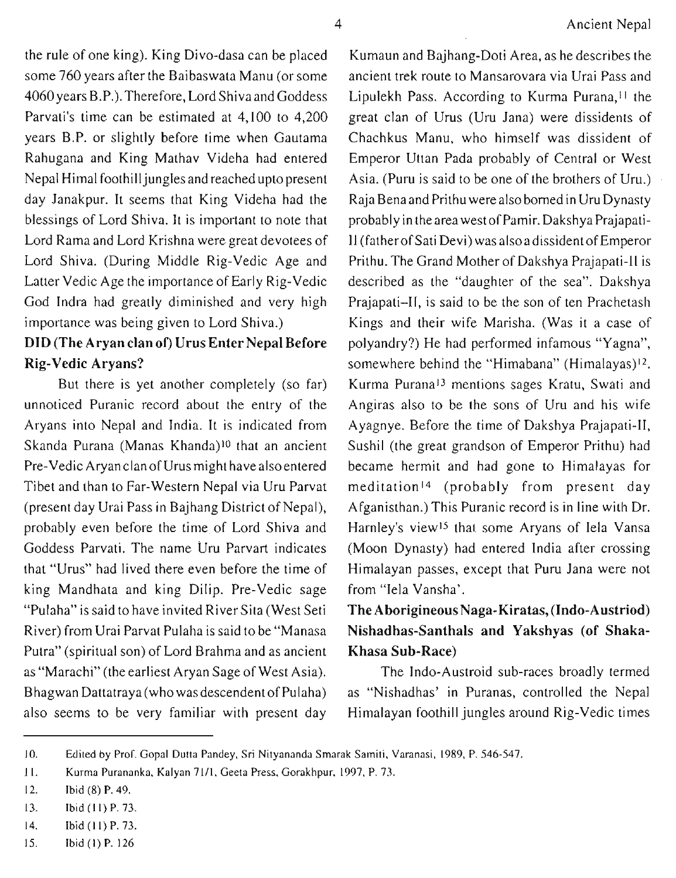the rule of one king). King Divo-dasa can be placed some 760 years after the Baibaswata Manu (or some 4060 years B.P.). Therefore, Lord Shiva and Goddess Parvati's time can be estimated at 4,100 to 4,200 years B.P. or slightly before time when Gautama Rahugana and King Mathav Videha had entered Nepal Himal foothill jungles and reached upto present day Janakpur. It seems that King Videha had the blessings of Lord Shiva. It is important to note that Lord Rama and Lord Krishna were great devotees of Lord Shiva. (During Middle Rig-Vedic Age and Latter Vedic Age the importance of Early Rig-Vedic God Indra had greatly diminished and very high importance was being given to Lord Shiva.)

**DID (The Aryan clan of) Urus Enter Nepal Before Rig-Vedic Aryans?**

But there is yet another completely (so far) unnoticed Puranic record about the entry of the Aryans into Nepal and India. It is indicated from Skanda Purana (Manas Khanda)[10] that an ancient Pre-Vedic Aryan clan of Urus might have also entered Tibet and than to Far-Western Nepal via Uru Parvat (present day Urai Pass in Bajhang District of Nepal), probably even before the time of Lord Shiva and Goddess Parvati. The name Uru Parvart indicates that "Urus" had lived there even before the time of king Mandhata and king Dilip. Pre-Vedic sage "Pulaha" is said to have invited River Sita (West Seti River) from Urai Parvat Pulaha is said to be "Manasa Putra" (spiritual son) of Lord Brahma and as ancient as "Marachi" (the earliest Aryan Sage of West Asia). Bhagwan Dattatraya (who was descendent of Pulaha) also seems to be very familiar with present day Kumaun and Bajhang-Doti Area, as he describes the ancient trek route to Mansarovara via Urai Pass and Lipulekh Pass. According to Kurma Purana,[11] the great clan of Urus (Uru Jana) were dissidents of Chachkus Manu, who himself was dissident of Emperor Uttan Pada probably of Central or West Asia. (Puru is said to be one of the brothers of Uru.) Raja Bena and Prithu were also borned in Uru Dynasty probably in the area west of Pamir. Dakshya Prajapati-II (father of Sati Devi) was also a dissident of Emperor Prithu. The Grand Mother of Dakshya Prajapati-II is described as the "daughter of the sea". Dakshya Prajapati–II, is said to be the son of ten Prachetash Kings and their wife Marisha. (Was it a case of polyandry?) He had performed infamous "Yagna", somewhere behind the "Himabana" (Himalayas)[12]. Kurma Purana[13] mentions sages Kratu, Swati and Angiras also to be the sons of Uru and his wife Ayagnye. Before the time of Dakshya Prajapati-II, Sushil (the great grandson of Emperor Prithu) had became hermit and had gone to Himalayas for meditation[14] (probably from present day Afganisthan.) This Puranic record is in line with Dr. Harnley's view[15] that some Aryans of Iela Vansa (Moon Dynasty) had entered India after crossing Himalayan passes, except that Puru Jana were not from "Iela Vansha'.

**The Aborigineous Naga-Kiratas, (Indo-Austriod) Nishadhas-Santhals and Yakshyas (of Shaka-Khasa Sub-Race)**

The Indo-Austroid sub-races broadly termed as "Nishadhas' in Puranas, controlled the Nepal Himalayan foothill jungles around Rig-Vedic times

---

10. Edited by Prof. Gopal Dutta Pandey, Sri Nityananda Smarak Samiti, Varanasi, 1989, P. 546-547.
11. Kurma Purananka, Kalyan 71/1, Geeta Press, Gorakhpur, 1997, P. 73.
12. Ibid (8) P. 49.
13. Ibid (11) P. 73.
14. Ibid (11) P. 73.
15. Ibid (1) P. 126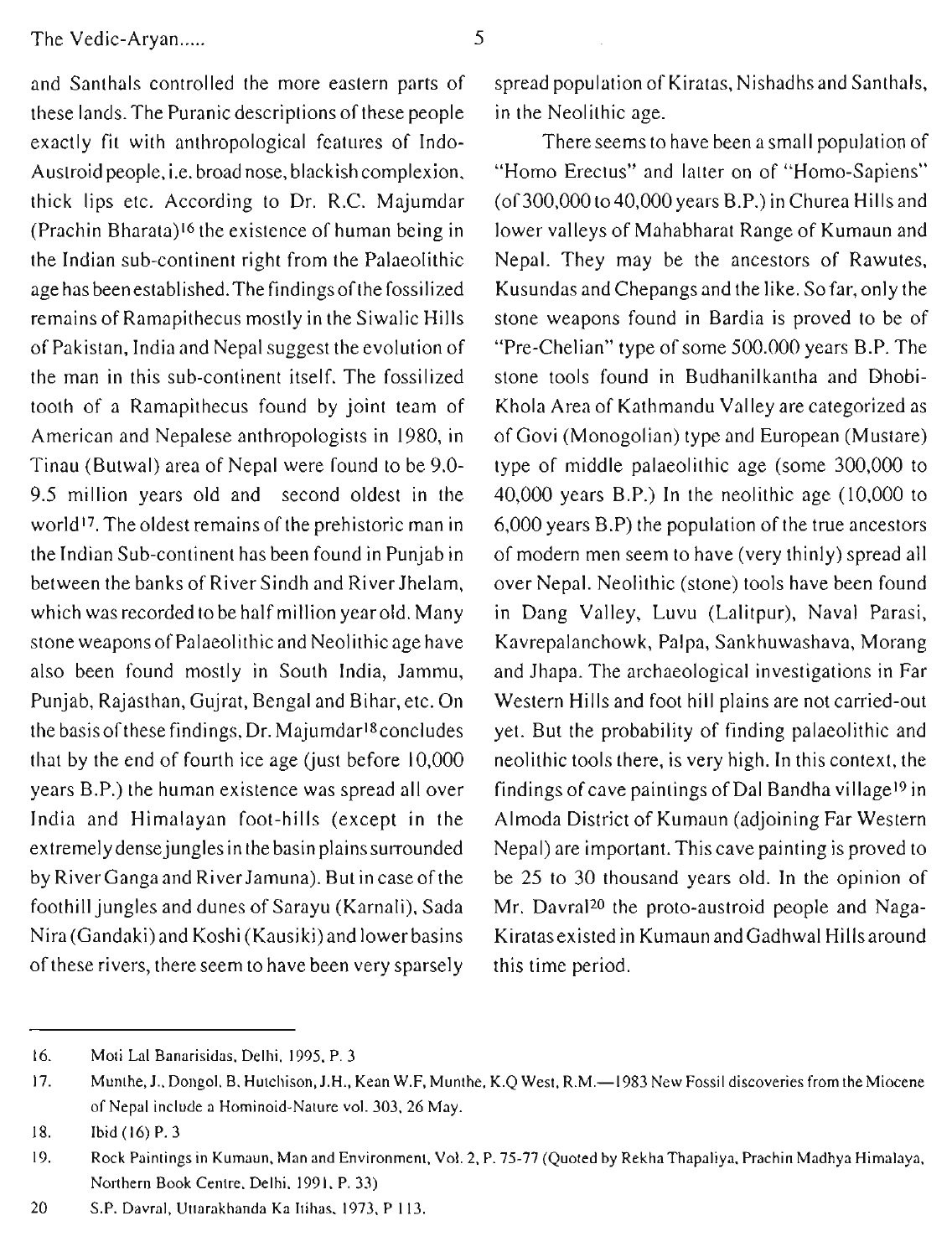and Santhals controlled the more eastern parts of these lands. The Puranic descriptions of these people exactly fit with anthropological features of Indo-Austroid people, i.e. broad nose, blackish complexion, thick lips etc. According to Dr. R.C. Majumdar (Prachin Bharata)[16] the existence of human being in the Indian sub-continent right from the Palaeolithic age has been established. The findings of the fossilized remains of Ramapithecus mostly in the Siwalic Hills of Pakistan, India and Nepal suggest the evolution of the man in this sub-continent itself. The fossilized tooth of a Ramapithecus found by joint team of American and Nepalese anthropologists in 1980, in Tinau (Butwal) area of Nepal were found to be 9.0-9.5 million years old and second oldest in the world[17]. The oldest remains of the prehistoric man in the Indian Sub-continent has been found in Punjab in between the banks of River Sindh and River Jhelam, which was recorded to be half million year old. Many stone weapons of Palaeolithic and Neolithic age have also been found mostly in South India, Jammu, Punjab, Rajasthan, Gujrat, Bengal and Bihar, etc. On the basis of these findings, Dr. Majumdar[18] concludes that by the end of fourth ice age (just before 10,000 years B.P.) the human existence was spread all over India and Himalayan foot-hills (except in the extremely dense jungles in the basin plains surrounded by River Ganga and River Jamuna). But in case of the foothill jungles and dunes of Sarayu (Karnali), Sada Nira (Gandaki) and Koshi (Kausiki) and lower basins of these rivers, there seem to have been very sparsely spread population of Kiratas, Nishadhs and Santhals, in the Neolithic age.

There seems to have been a small population of "Homo Erectus" and latter on of "Homo-Sapiens" (of 300,000 to 40,000 years B.P.) in Churea Hills and lower valleys of Mahabharat Range of Kumaun and Nepal. They may be the ancestors of Rawutes, Kusundas and Chepangs and the like. So far, only the stone weapons found in Bardia is proved to be of "Pre-Chelian" type of some 500.000 years B.P. The stone tools found in Budhanilkantha and Dhobi-Khola Area of Kathmandu Valley are categorized as of Govi (Monogolian) type and European (Mustare) type of middle palaeolithic age (some 300,000 to 40,000 years B.P.) In the neolithic age (10,000 to 6,000 years B.P) the population of the true ancestors of modern men seem to have (very thinly) spread all over Nepal. Neolithic (stone) tools have been found in Dang Valley, Luvu (Lalitpur), Naval Parasi, Kavrepalanchowk, Palpa, Sankhuwashava, Morang and Jhapa. The archaeological investigations in Far Western Hills and foot hill plains are not carried-out yet. But the probability of finding palaeolithic and neolithic tools there, is very high. In this context, the findings of cave paintings of Dal Bandha village[19] in Almoda District of Kumaun (adjoining Far Western Nepal) are important. This cave painting is proved to be 25 to 30 thousand years old. In the opinion of Mr. Davral[20] the proto-austroid people and Naga-Kiratas existed in Kumaun and Gadhwal Hills around this time period.

---

16. Moti Lal Banarisidas, Delhi, 1995, P. 3
17. Munthe, J., Dongol, B, Hutchison, J.H., Kean W.F, Munthe, K.Q West, R.M.—1983 New Fossil discoveries from the Miocene of Nepal include a Hominoid-Nature vol. 303, 26 May.
18. Ibid (16) P. 3
19. Rock Paintings in Kumaun, Man and Environment, Vol. 2, P. 75-77 (Quoted by Rekha Thapaliya, Prachin Madhya Himalaya, Northern Book Centre, Delhi, 1991, P. 33)
20. S.P. Davral, Uttarakhanda Ka Itihas, 1973, P 113.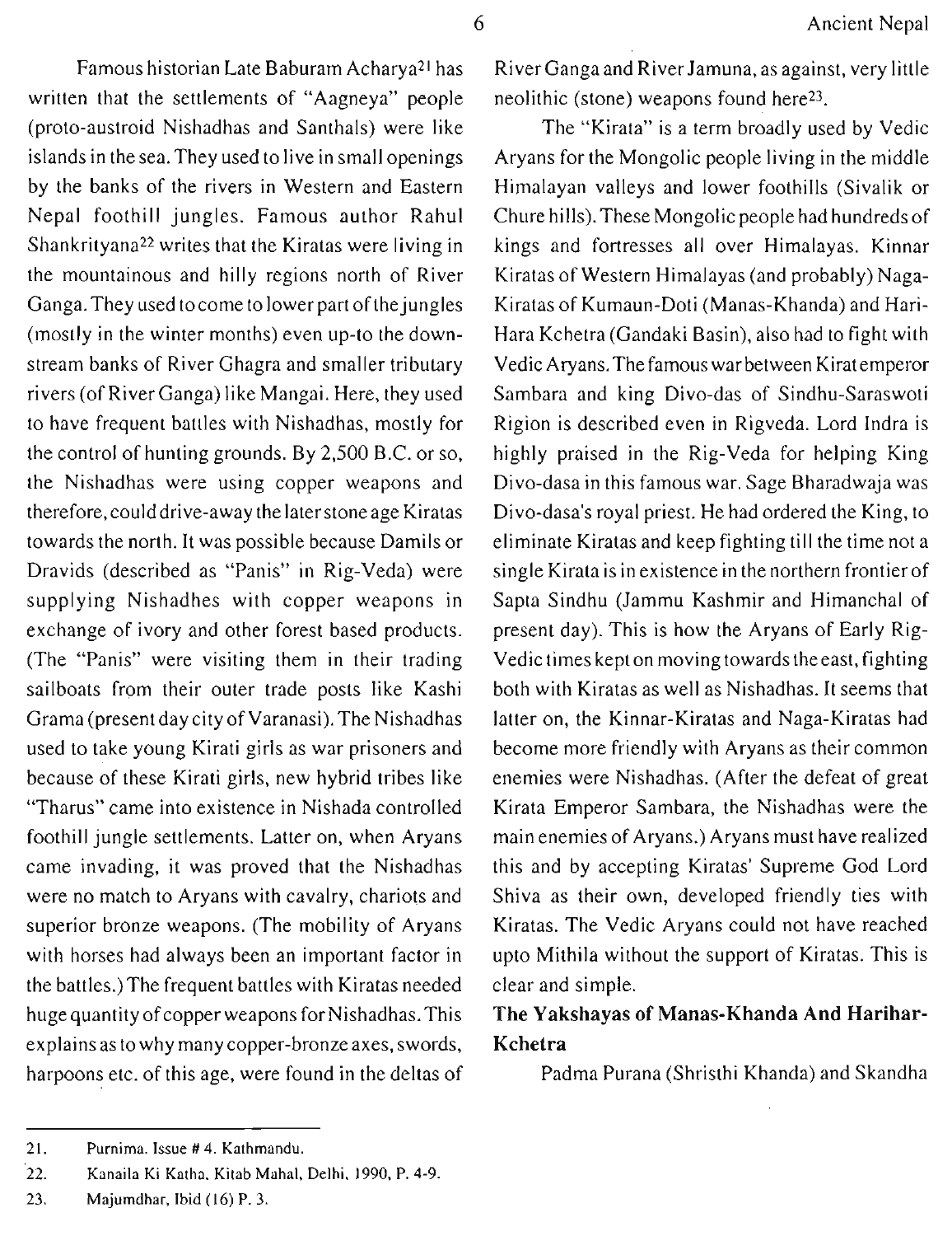Famous historian Late Baburam Acharya[21] has written that the settlements of "Aagneya" people (proto-austroid Nishadhas and Santhals) were like islands in the sea. They used to live in small openings by the banks of the rivers in Western and Eastern Nepal foothill jungles. Famous author Rahul Shankrityana[22] writes that the Kiratas were living in the mountainous and hilly regions north of River Ganga. They used to come to lower part of the jungles (mostly in the winter months) even up-to the down-stream banks of River Ghagra and smaller tributary rivers (of River Ganga) like Mangai. Here, they used to have frequent battles with Nishadhas, mostly for the control of hunting grounds. By 2,500 B.C. or so, the Nishadhas were using copper weapons and therefore, could drive-away the later stone age Kiratas towards the north. It was possible because Damils or Dravids (described as "Panis" in Rig-Veda) were supplying Nishadhes with copper weapons in exchange of ivory and other forest based products. (The "Panis" were visiting them in their trading sailboats from their outer trade posts like Kashi Grama (present day city of Varanasi). The Nishadhas used to take young Kirati girls as war prisoners and because of these Kirati girls, new hybrid tribes like "Tharus" came into existence in Nishada controlled foothill jungle settlements. Latter on, when Aryans came invading, it was proved that the Nishadhas were no match to Aryans with cavalry, chariots and superior bronze weapons. (The mobility of Aryans with horses had always been an important factor in the battles.) The frequent battles with Kiratas needed huge quantity of copper weapons for Nishadhas. This explains as to why many copper-bronze axes, swords, harpoons etc. of this age, were found in the deltas of River Ganga and River Jamuna, as against, very little neolithic (stone) weapons found here[23].

The "Kirata" is a term broadly used by Vedic Aryans for the Mongolic people living in the middle Himalayan valleys and lower foothills (Sivalik or Chure hills). These Mongolic people had hundreds of kings and fortresses all over Himalayas. Kinnar Kiratas of Western Himalayas (and probably) Naga-Kiratas of Kumaun-Doti (Manas-Khanda) and Hari-Hara Kchetra (Gandaki Basin), also had to fight with Vedic Aryans. The famous war between Kirat emperor Sambara and king Divo-das of Sindhu-Saraswoti Rigion is described even in Rigveda. Lord Indra is highly praised in the Rig-Veda for helping King Divo-dasa in this famous war. Sage Bharadwaja was Divo-dasa's royal priest. He had ordered the King, to eliminate Kiratas and keep fighting till the time not a single Kirata is in existence in the northern frontier of Sapta Sindhu (Jammu Kashmir and Himanchal of present day). This is how the Aryans of Early Rig-Vedic times kept on moving towards the east, fighting both with Kiratas as well as Nishadhas. It seems that latter on, the Kinnar-Kiratas and Naga-Kiratas had become more friendly with Aryans as their common enemies were Nishadhas. (After the defeat of great Kirata Emperor Sambara, the Nishadhas were the main enemies of Aryans.) Aryans must have realized this and by accepting Kiratas' Supreme God Lord Shiva as their own, developed friendly ties with Kiratas. The Vedic Aryans could not have reached upto Mithila without the support of Kiratas. This is clear and simple.

## The Yakshayas of Manas-Khanda And Harihar-Kchetra

Padma Purana (Shristhi Khanda) and Skandha

---

21. Purnima. Issue # 4. Kathmandu.
22. Kanaila Ki Katha, Kitab Mahal, Delhi, 1990, P. 4-9.
23. Majumdhar, Ibid (16) P. 3.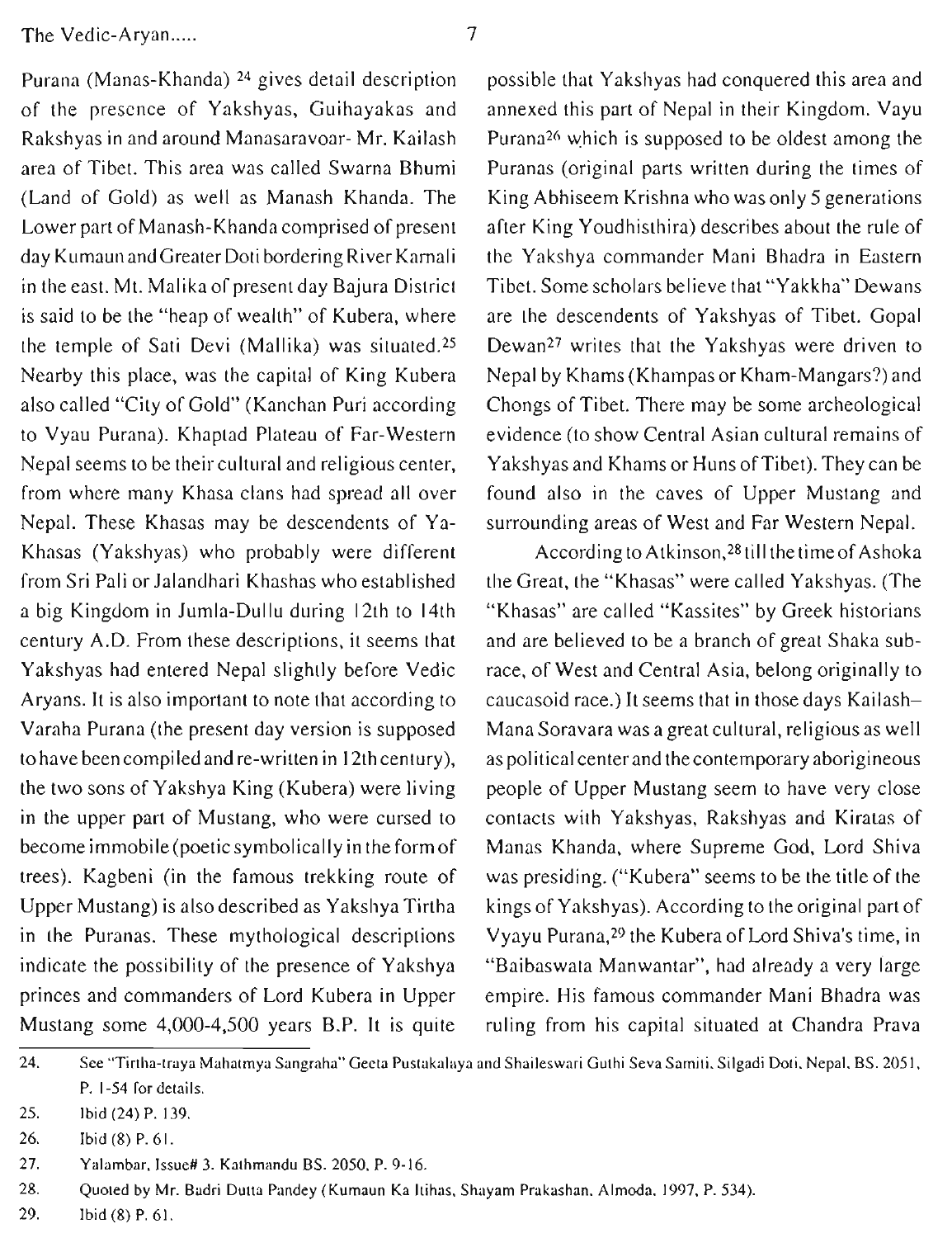Purana (Manas-Khanda) [24] gives detail description of the presence of Yakshyas, Guihayakas and Rakshyas in and around Manasaravoar- Mr. Kailash area of Tibet. This area was called Swarna Bhumi (Land of Gold) as well as Manash Khanda. The Lower part of Manash-Khanda comprised of present day Kumaun and Greater Doti bordering River Karnali in the east. Mt. Malika of present day Bajura District is said to be the "heap of wealth" of Kubera, where the temple of Sati Devi (Mallika) was situated.[25] Nearby this place, was the capital of King Kubera also called "City of Gold" (Kanchan Puri according to Vyau Purana). Khaptad Plateau of Far-Western Nepal seems to be their cultural and religious center, from where many Khasa clans had spread all over Nepal. These Khasas may be descendents of Ya-Khasas (Yakshyas) who probably were different from Sri Pali or Jalandhari Khashas who established a big Kingdom in Jumla-Dullu during 12th to 14th century A.D. From these descriptions, it seems that Yakshyas had entered Nepal slightly before Vedic Aryans. It is also important to note that according to Varaha Purana (the present day version is supposed to have been compiled and re-written in 12th century), the two sons of Yakshya King (Kubera) were living in the upper part of Mustang, who were cursed to become immobile (poetic symbolically in the form of trees). Kagbeni (in the famous trekking route of Upper Mustang) is also described as Yakshya Tirtha in the Puranas. These mythological descriptions indicate the possibility of the presence of Yakshya princes and commanders of Lord Kubera in Upper Mustang some 4,000-4,500 years B.P. It is quite possible that Yakshyas had conquered this area and annexed this part of Nepal in their Kingdom. Vayu Purana[26] which is supposed to be oldest among the Puranas (original parts written during the times of King Abhiseem Krishna who was only 5 generations after King Youdhisthira) describes about the rule of the Yakshya commander Mani Bhadra in Eastern Tibet. Some scholars believe that "Yakkha" Dewans are the descendents of Yakshyas of Tibet. Gopal Dewan[27] writes that the Yakshyas were driven to Nepal by Khams (Khampas or Kham-Mangars?) and Chongs of Tibet. There may be some archeological evidence (to show Central Asian cultural remains of Yakshyas and Khams or Huns of Tibet). They can be found also in the caves of Upper Mustang and surrounding areas of West and Far Western Nepal.

According to Atkinson,[28] till the time of Ashoka the Great, the "Khasas" were called Yakshyas. (The "Khasas" are called "Kassites" by Greek historians and are believed to be a branch of great Shaka sub-race, of West and Central Asia, belong originally to caucasoid race.) It seems that in those days Kailash–Mana Soravara was a great cultural, religious as well as political center and the contemporary aborigineous people of Upper Mustang seem to have very close contacts with Yakshyas, Rakshyas and Kiratas of Manas Khanda, where Supreme God, Lord Shiva was presiding. ("Kubera" seems to be the title of the kings of Yakshyas). According to the original part of Vyayu Purana,[29] the Kubera of Lord Shiva's time, in "Baibaswata Manwantar", had already a very large empire. His famous commander Mani Bhadra was ruling from his capital situated at Chandra Prava

---

24. See "Tirtha-traya Mahatmya Sangraha" Geeta Pustakalaya and Shaileswari Guthi Seva Samiti, Silgadi Doti, Nepal, BS. 2051, P. 1-54 for details.
25. Ibid (24) P. 139.
26. Ibid (8) P. 61.
27. Yalambar, Issue# 3. Kathmandu BS. 2050, P. 9-16.
28. Quoted by Mr. Badri Dutta Pandey (Kumaun Ka Itihas, Shayam Prakashan, Almoda, 1997, P. 534).
29. Ibid (8) P. 61.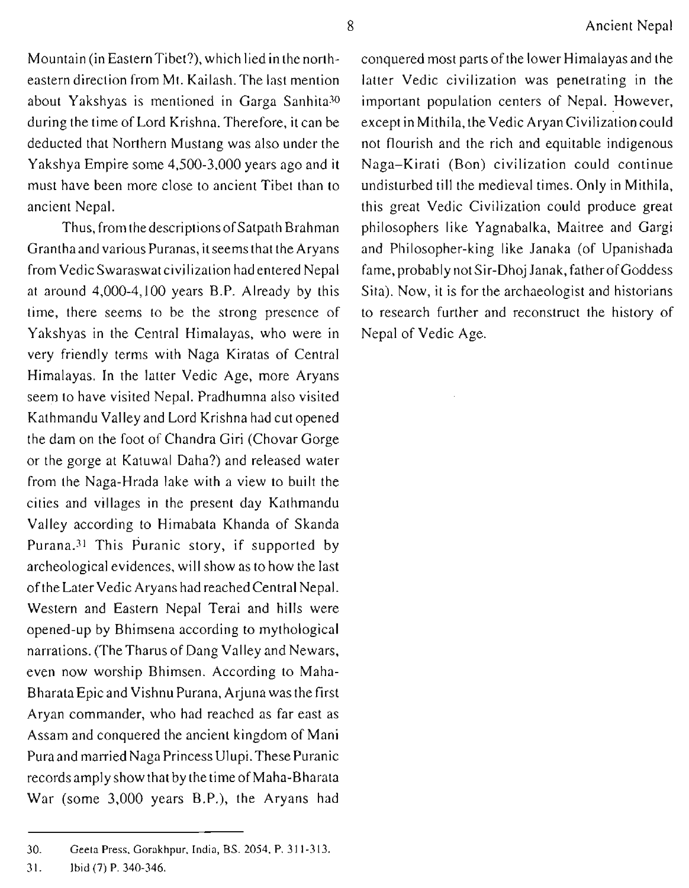Mountain (in Eastern Tibet?), which lied in the north-eastern direction from Mt. Kailash. The last mention about Yakshyas is mentioned in Garga Sanhita[30] during the time of Lord Krishna. Therefore, it can be deducted that Northern Mustang was also under the Yakshya Empire some 4,500-3,000 years ago and it must have been more close to ancient Tibet than to ancient Nepal.

Thus, from the descriptions of Satpath Brahman Grantha and various Puranas, it seems that the Aryans from Vedic Swaraswat civilization had entered Nepal at around 4,000-4,100 years B.P. Already by this time, there seems to be the strong presence of Yakshyas in the Central Himalayas, who were in very friendly terms with Naga Kiratas of Central Himalayas. In the latter Vedic Age, more Aryans seem to have visited Nepal. Pradhumna also visited Kathmandu Valley and Lord Krishna had cut opened the dam on the foot of Chandra Giri (Chovar Gorge or the gorge at Katuwal Daha?) and released water from the Naga-Hrada lake with a view to built the cities and villages in the present day Kathmandu Valley according to Himabata Khanda of Skanda Purana.[31] This Puranic story, if supported by archeological evidences, will show as to how the last of the Later Vedic Aryans had reached Central Nepal. Western and Eastern Nepal Terai and hills were opened-up by Bhimsena according to mythological narrations. (The Tharus of Dang Valley and Newars, even now worship Bhimsen. According to Maha-Bharata Epic and Vishnu Purana, Arjuna was the first Aryan commander, who had reached as far east as Assam and conquered the ancient kingdom of Mani Pura and married Naga Princess Ulupi. These Puranic records amply show that by the time of Maha-Bharata War (some 3,000 years B.P.), the Aryans had conquered most parts of the lower Himalayas and the latter Vedic civilization was penetrating in the important population centers of Nepal. However, except in Mithila, the Vedic Aryan Civilization could not flourish and the rich and equitable indigenous Naga–Kirati (Bon) civilization could continue undisturbed till the medieval times. Only in Mithila, this great Vedic Civilization could produce great philosophers like Yagnabalka, Maitree and Gargi and Philosopher-king like Janaka (of Upanishada fame, probably not Sir-Dhoj Janak, father of Goddess Sita). Now, it is for the archaeologist and historians to research further and reconstruct the history of Nepal of Vedic Age.

---

30. Geeta Press, Gorakhpur, India, BS. 2054, P. 311-313.
31. Ibid (7) P. 340-346.